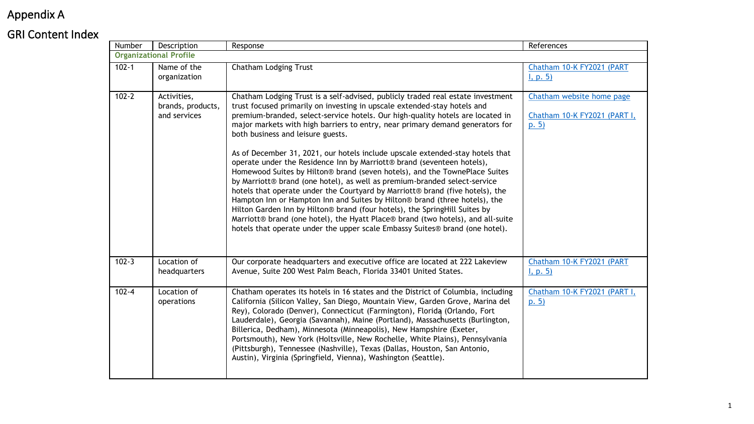# Appendix A

## GRI Content Index

| Number | Description | Response | References |
|---|---|---|---|
| **Organizational Profile** | | | |
| 102-1 | Name of the organization | Chatham Lodging Trust | Chatham 10-K FY2021 (PART I, p. 5) |
| 102-2 | Activities, brands, products, and services | Chatham Lodging Trust is a self-advised, publicly traded real estate investment trust focused primarily on investing in upscale extended-stay hotels and premium-branded, select-service hotels. Our high-quality hotels are located in major markets with high barriers to entry, near primary demand generators for both business and leisure guests.<br><br>As of December 31, 2021, our hotels include upscale extended-stay hotels that operate under the Residence Inn by Marriott® brand (seventeen hotels), Homewood Suites by Hilton® brand (seven hotels), and the TownePlace Suites by Marriott® brand (one hotel), as well as premium-branded select-service hotels that operate under the Courtyard by Marriott® brand (five hotels), the Hampton Inn or Hampton Inn and Suites by Hilton® brand (three hotels), the Hilton Garden Inn by Hilton® brand (four hotels), the SpringHill Suites by Marriott® brand (one hotel), the Hyatt Place® brand (two hotels), and all-suite hotels that operate under the upper scale Embassy Suites® brand (one hotel). | Chatham website home page<br><br>Chatham 10-K FY2021 (PART I, p. 5) |
| 102-3 | Location of headquarters | Our corporate headquarters and executive office are located at 222 Lakeview Avenue, Suite 200 West Palm Beach, Florida 33401 United States. | Chatham 10-K FY2021 (PART I, p. 5) |
| 102-4 | Location of operations | Chatham operates its hotels in 16 states and the District of Columbia, including California (Silicon Valley, San Diego, Mountain View, Garden Grove, Marina del Rey), Colorado (Denver), Connecticut (Farmington), Florida (Orlando, Fort Lauderdale), Georgia (Savannah), Maine (Portland), Massachusetts (Burlington, Billerica, Dedham), Minnesota (Minneapolis), New Hampshire (Exeter, Portsmouth), New York (Holtsville, New Rochelle, White Plains), Pennsylvania (Pittsburgh), Tennessee (Nashville), Texas (Dallas, Houston, San Antonio, Austin), Virginia (Springfield, Vienna), Washington (Seattle). | Chatham 10-K FY2021 (PART I, p. 5) |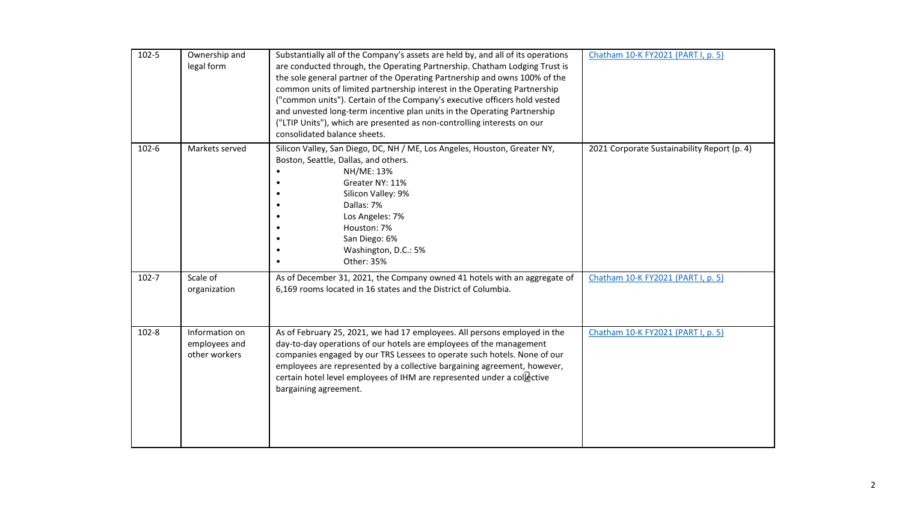| 102-5 | Ownership and legal form | Substantially all of the Company's assets are held by, and all of its operations are conducted through, the Operating Partnership. Chatham Lodging Trust is the sole general partner of the Operating Partnership and owns 100% of the common units of limited partnership interest in the Operating Partnership ("common units"). Certain of the Company's executive officers hold vested and unvested long-term incentive plan units in the Operating Partnership ("LTIP Units"), which are presented as non-controlling interests on our consolidated balance sheets. | Chatham 10-K FY2021 (PART I, p. 5) |
|---|---|---|---|
| 102-6 | Markets served | Silicon Valley, San Diego, DC, NH / ME, Los Angeles, Houston, Greater NY, Boston, Seattle, Dallas, and others.<br>• NH/ME: 13%<br>• Greater NY: 11%<br>• Silicon Valley: 9%<br>• Dallas: 7%<br>• Los Angeles: 7%<br>• Houston: 7%<br>• San Diego: 6%<br>• Washington, D.C.: 5%<br>• Other: 35% | 2021 Corporate Sustainability Report (p. 4) |
| 102-7 | Scale of organization | As of December 31, 2021, the Company owned 41 hotels with an aggregate of 6,169 rooms located in 16 states and the District of Columbia. | Chatham 10-K FY2021 (PART I, p. 5) |
| 102-8 | Information on employees and other workers | As of February 25, 2021, we had 17 employees. All persons employed in the day-to-day operations of our hotels are employees of the management companies engaged by our TRS Lessees to operate such hotels. None of our employees are represented by a collective bargaining agreement, however, certain hotel level employees of IHM are represented under a collective bargaining agreement. | Chatham 10-K FY2021 (PART I, p. 5) |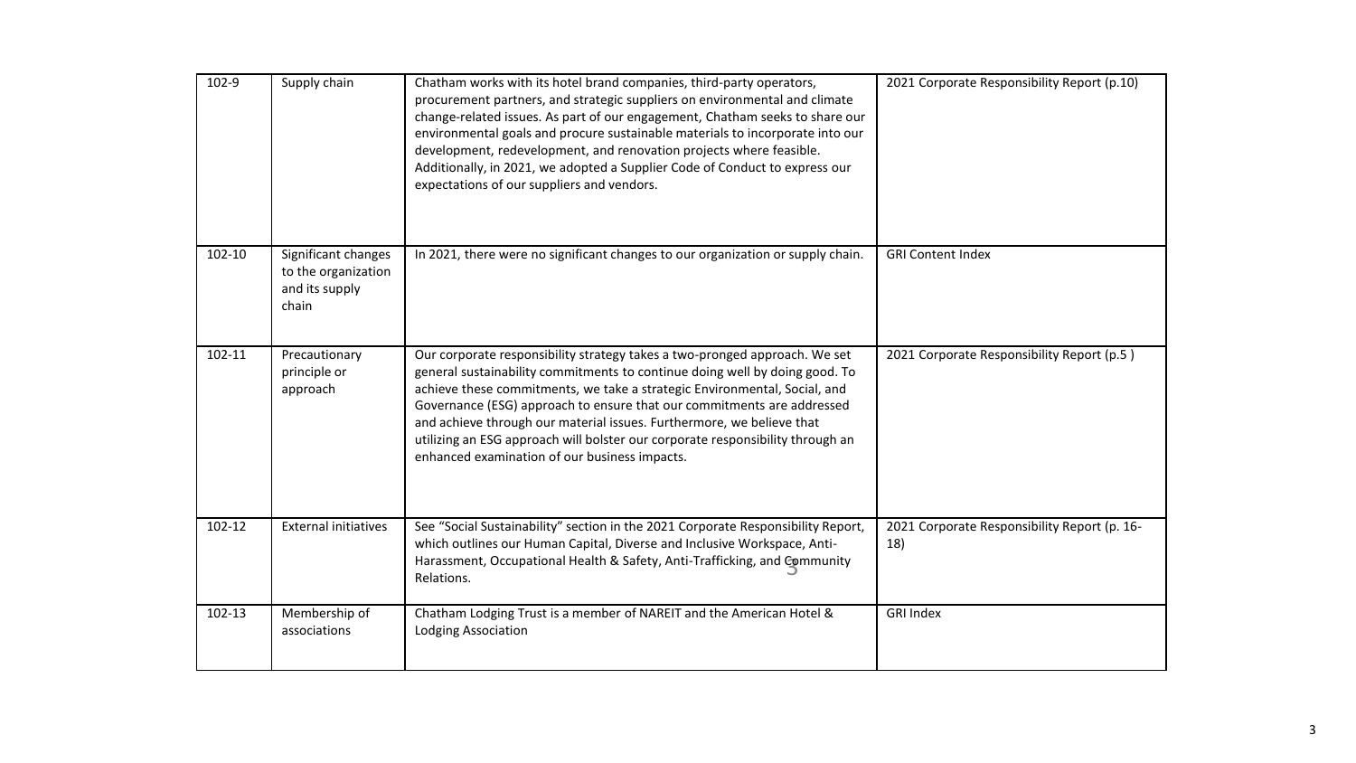| 102-9 | Supply chain | Chatham works with its hotel brand companies, third-party operators, procurement partners, and strategic suppliers on environmental and climate change-related issues. As part of our engagement, Chatham seeks to share our environmental goals and procure sustainable materials to incorporate into our development, redevelopment, and renovation projects where feasible. Additionally, in 2021, we adopted a Supplier Code of Conduct to express our expectations of our suppliers and vendors. | 2021 Corporate Responsibility Report (p.10) |
|---|---|---|---|
| 102-10 | Significant changes to the organization and its supply chain | In 2021, there were no significant changes to our organization or supply chain. | GRI Content Index |
| 102-11 | Precautionary principle or approach | Our corporate responsibility strategy takes a two-pronged approach. We set general sustainability commitments to continue doing well by doing good. To achieve these commitments, we take a strategic Environmental, Social, and Governance (ESG) approach to ensure that our commitments are addressed and achieve through our material issues. Furthermore, we believe that utilizing an ESG approach will bolster our corporate responsibility through an enhanced examination of our business impacts. | 2021 Corporate Responsibility Report (p.5 ) |
| 102-12 | External initiatives | See "Social Sustainability" section in the 2021 Corporate Responsibility Report, which outlines our Human Capital, Diverse and Inclusive Workspace, Anti-Harassment, Occupational Health & Safety, Anti-Trafficking, and Community Relations. | 2021 Corporate Responsibility Report (p. 16-18) |
| 102-13 | Membership of associations | Chatham Lodging Trust is a member of NAREIT and the American Hotel & Lodging Association | GRI Index |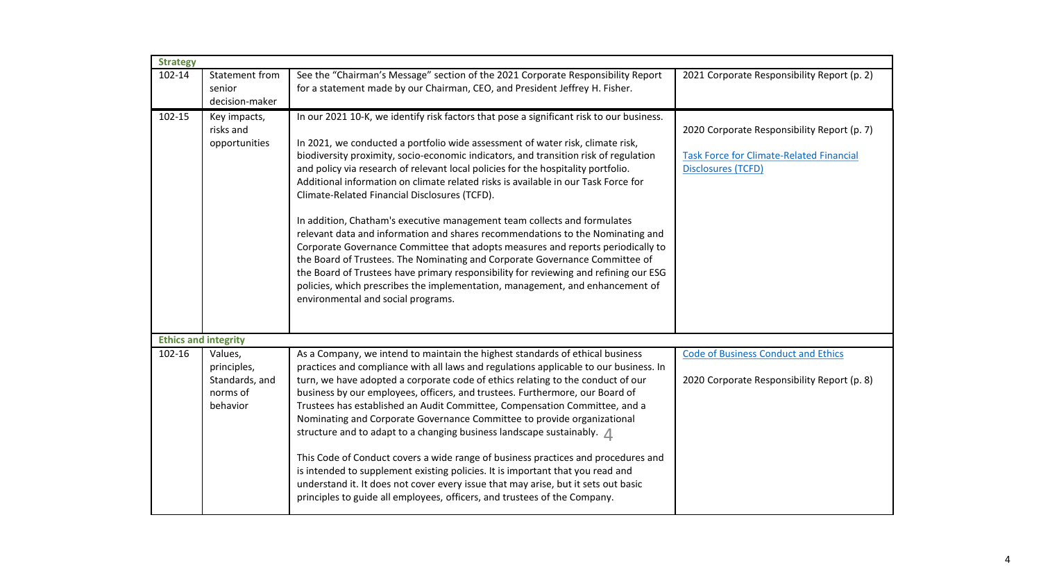| **Strategy** | | | |
|---|---|---|---|
| 102-14 | Statement from senior decision-maker | See the "Chairman's Message" section of the 2021 Corporate Responsibility Report for a statement made by our Chairman, CEO, and President Jeffrey H. Fisher. | 2021 Corporate Responsibility Report (p. 2) |
| 102-15 | Key impacts, risks and opportunities | In our 2021 10-K, we identify risk factors that pose a significant risk to our business.<br><br>In 2021, we conducted a portfolio wide assessment of water risk, climate risk, biodiversity proximity, socio-economic indicators, and transition risk of regulation and policy via research of relevant local policies for the hospitality portfolio. Additional information on climate related risks is available in our Task Force for Climate-Related Financial Disclosures (TCFD).<br><br>In addition, Chatham's executive management team collects and formulates relevant data and information and shares recommendations to the Nominating and Corporate Governance Committee that adopts measures and reports periodically to the Board of Trustees. The Nominating and Corporate Governance Committee of the Board of Trustees have primary responsibility for reviewing and refining our ESG policies, which prescribes the implementation, management, and enhancement of environmental and social programs. | 2020 Corporate Responsibility Report (p. 7)<br><br>Task Force for Climate-Related Financial Disclosures (TCFD) |
| **Ethics and integrity** | | | |
| 102-16 | Values, principles, Standards, and norms of behavior | As a Company, we intend to maintain the highest standards of ethical business practices and compliance with all laws and regulations applicable to our business. In turn, we have adopted a corporate code of ethics relating to the conduct of our business by our employees, officers, and trustees. Furthermore, our Board of Trustees has established an Audit Committee, Compensation Committee, and a Nominating and Corporate Governance Committee to provide organizational structure and to adapt to a changing business landscape sustainably.<br><br>This Code of Conduct covers a wide range of business practices and procedures and is intended to supplement existing policies. It is important that you read and understand it. It does not cover every issue that may arise, but it sets out basic principles to guide all employees, officers, and trustees of the Company. | Code of Business Conduct and Ethics<br><br>2020 Corporate Responsibility Report (p. 8) |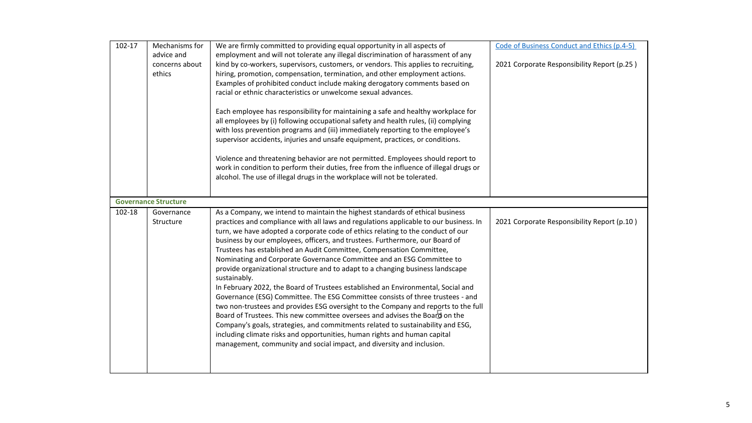| | | | |
|---|---|---|---|
| 102-17 | Mechanisms for advice and concerns about ethics | We are firmly committed to providing equal opportunity in all aspects of employment and will not tolerate any illegal discrimination of harassment of any kind by co-workers, supervisors, customers, or vendors. This applies to recruiting, hiring, promotion, compensation, termination, and other employment actions. Examples of prohibited conduct include making derogatory comments based on racial or ethnic characteristics or unwelcome sexual advances.<br><br>Each employee has responsibility for maintaining a safe and healthy workplace for all employees by (i) following occupational safety and health rules, (ii) complying with loss prevention programs and (iii) immediately reporting to the employee's supervisor accidents, injuries and unsafe equipment, practices, or conditions.<br><br>Violence and threatening behavior are not permitted. Employees should report to work in condition to perform their duties, free from the influence of illegal drugs or alcohol. The use of illegal drugs in the workplace will not be tolerated. | Code of Business Conduct and Ethics (p.4-5)<br><br>2021 Corporate Responsibility Report (p.25 ) |
| **Governance Structure** | | | |
| 102-18 | Governance Structure | As a Company, we intend to maintain the highest standards of ethical business practices and compliance with all laws and regulations applicable to our business. In turn, we have adopted a corporate code of ethics relating to the conduct of our business by our employees, officers, and trustees. Furthermore, our Board of Trustees has established an Audit Committee, Compensation Committee, Nominating and Corporate Governance Committee and an ESG Committee to provide organizational structure and to adapt to a changing business landscape sustainably.<br>In February 2022, the Board of Trustees established an Environmental, Social and Governance (ESG) Committee. The ESG Committee consists of three trustees - and two non-trustees and provides ESG oversight to the Company and reports to the full Board of Trustees. This new committee oversees and advises the Board on the Company's goals, strategies, and commitments related to sustainability and ESG, including climate risks and opportunities, human rights and human capital management, community and social impact, and diversity and inclusion. | 2021 Corporate Responsibility Report (p.10 ) |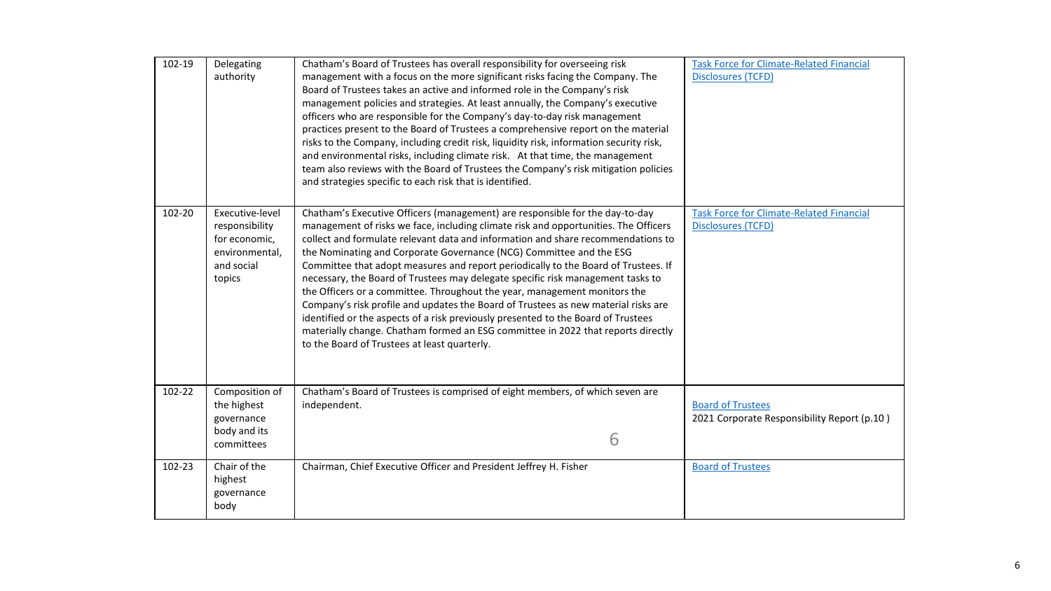| | | | |
|---|---|---|---|
| 102-19 | Delegating authority | Chatham's Board of Trustees has overall responsibility for overseeing risk management with a focus on the more significant risks facing the Company. The Board of Trustees takes an active and informed role in the Company's risk management policies and strategies. At least annually, the Company's executive officers who are responsible for the Company's day-to-day risk management practices present to the Board of Trustees a comprehensive report on the material risks to the Company, including credit risk, liquidity risk, information security risk, and environmental risks, including climate risk. At that time, the management team also reviews with the Board of Trustees the Company's risk mitigation policies and strategies specific to each risk that is identified. | [Task Force for Climate-Related Financial Disclosures (TCFD)]() |
| 102-20 | Executive-level responsibility for economic, environmental, and social topics | Chatham's Executive Officers (management) are responsible for the day-to-day management of risks we face, including climate risk and opportunities. The Officers collect and formulate relevant data and information and share recommendations to the Nominating and Corporate Governance (NCG) Committee and the ESG Committee that adopt measures and report periodically to the Board of Trustees. If necessary, the Board of Trustees may delegate specific risk management tasks to the Officers or a committee. Throughout the year, management monitors the Company's risk profile and updates the Board of Trustees as new material risks are identified or the aspects of a risk previously presented to the Board of Trustees materially change. Chatham formed an ESG committee in 2022 that reports directly to the Board of Trustees at least quarterly. | [Task Force for Climate-Related Financial Disclosures (TCFD)]() |
| 102-22 | Composition of the highest governance body and its committees | Chatham's Board of Trustees is comprised of eight members, of which seven are independent. | [Board of Trustees]()<br>2021 Corporate Responsibility Report (p.10 ) |
| 102-23 | Chair of the highest governance body | Chairman, Chief Executive Officer and President Jeffrey H. Fisher | [Board of Trustees]() |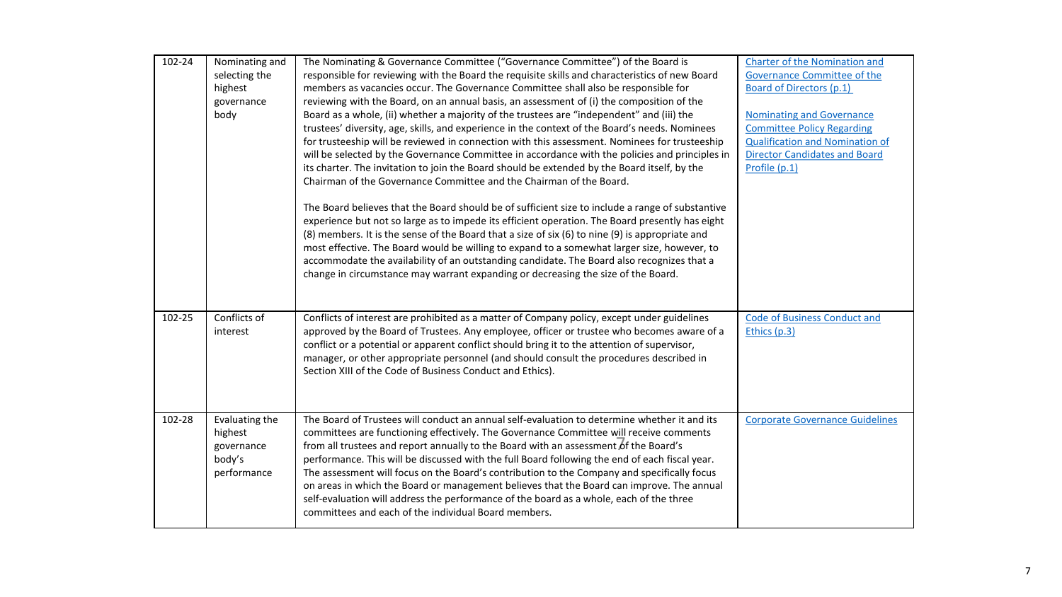| 102-24 | Nominating and selecting the highest governance body | The Nominating & Governance Committee ("Governance Committee") of the Board is responsible for reviewing with the Board the requisite skills and characteristics of new Board members as vacancies occur. The Governance Committee shall also be responsible for reviewing with the Board, on an annual basis, an assessment of (i) the composition of the Board as a whole, (ii) whether a majority of the trustees are "independent" and (iii) the trustees' diversity, age, skills, and experience in the context of the Board's needs. Nominees for trusteeship will be reviewed in connection with this assessment. Nominees for trusteeship will be selected by the Governance Committee in accordance with the policies and principles in its charter. The invitation to join the Board should be extended by the Board itself, by the Chairman of the Governance Committee and the Chairman of the Board.<br><br>The Board believes that the Board should be of sufficient size to include a range of substantive experience but not so large as to impede its efficient operation. The Board presently has eight (8) members. It is the sense of the Board that a size of six (6) to nine (9) is appropriate and most effective. The Board would be willing to expand to a somewhat larger size, however, to accommodate the availability of an outstanding candidate. The Board also recognizes that a change in circumstance may warrant expanding or decreasing the size of the Board. | Charter of the Nomination and Governance Committee of the Board of Directors (p.1)<br><br>Nominating and Governance Committee Policy Regarding Qualification and Nomination of Director Candidates and Board Profile (p.1) |
|---|---|---|---|
| 102-25 | Conflicts of interest | Conflicts of interest are prohibited as a matter of Company policy, except under guidelines approved by the Board of Trustees. Any employee, officer or trustee who becomes aware of a conflict or a potential or apparent conflict should bring it to the attention of supervisor, manager, or other appropriate personnel (and should consult the procedures described in Section XIII of the Code of Business Conduct and Ethics). | Code of Business Conduct and Ethics (p.3) |
| 102-28 | Evaluating the highest governance body's performance | The Board of Trustees will conduct an annual self-evaluation to determine whether it and its committees are functioning effectively. The Governance Committee will receive comments from all trustees and report annually to the Board with an assessment of the Board's performance. This will be discussed with the full Board following the end of each fiscal year. The assessment will focus on the Board's contribution to the Company and specifically focus on areas in which the Board or management believes that the Board can improve. The annual self-evaluation will address the performance of the board as a whole, each of the three committees and each of the individual Board members. | Corporate Governance Guidelines |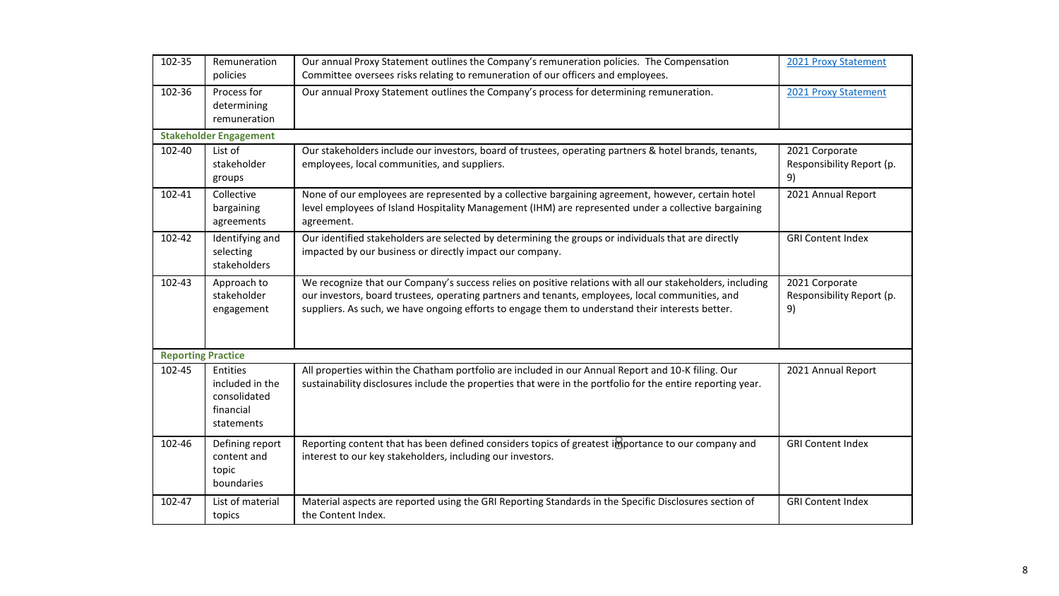| | | | |
|---|---|---|---|
| 102-35 | Remuneration policies | Our annual Proxy Statement outlines the Company's remuneration policies. The Compensation Committee oversees risks relating to remuneration of our officers and employees. | 2021 Proxy Statement |
| 102-36 | Process for determining remuneration | Our annual Proxy Statement outlines the Company's process for determining remuneration. | 2021 Proxy Statement |
| **Stakeholder Engagement** | | | |
| 102-40 | List of stakeholder groups | Our stakeholders include our investors, board of trustees, operating partners & hotel brands, tenants, employees, local communities, and suppliers. | 2021 Corporate Responsibility Report (p. 9) |
| 102-41 | Collective bargaining agreements | None of our employees are represented by a collective bargaining agreement, however, certain hotel level employees of Island Hospitality Management (IHM) are represented under a collective bargaining agreement. | 2021 Annual Report |
| 102-42 | Identifying and selecting stakeholders | Our identified stakeholders are selected by determining the groups or individuals that are directly impacted by our business or directly impact our company. | GRI Content Index |
| 102-43 | Approach to stakeholder engagement | We recognize that our Company's success relies on positive relations with all our stakeholders, including our investors, board trustees, operating partners and tenants, employees, local communities, and suppliers. As such, we have ongoing efforts to engage them to understand their interests better. | 2021 Corporate Responsibility Report (p. 9) |
| **Reporting Practice** | | | |
| 102-45 | Entities included in the consolidated financial statements | All properties within the Chatham portfolio are included in our Annual Report and 10-K filing. Our sustainability disclosures include the properties that were in the portfolio for the entire reporting year. | 2021 Annual Report |
| 102-46 | Defining report content and topic boundaries | Reporting content that has been defined considers topics of greatest importance to our company and interest to our key stakeholders, including our investors. | GRI Content Index |
| 102-47 | List of material topics | Material aspects are reported using the GRI Reporting Standards in the Specific Disclosures section of the Content Index. | GRI Content Index |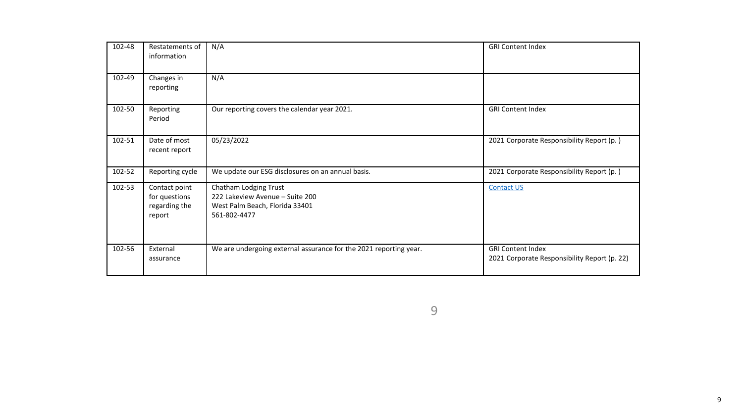| 102-48 | Restatements of information | N/A | GRI Content Index |
| --- | --- | --- | --- |
| 102-49 | Changes in reporting | N/A | |
| 102-50 | Reporting Period | Our reporting covers the calendar year 2021. | GRI Content Index |
| 102-51 | Date of most recent report | 05/23/2022 | 2021 Corporate Responsibility Report (p. ) |
| 102-52 | Reporting cycle | We update our ESG disclosures on an annual basis. | 2021 Corporate Responsibility Report (p. ) |
| 102-53 | Contact point for questions regarding the report | Chatham Lodging Trust<br>222 Lakeview Avenue – Suite 200<br>West Palm Beach, Florida 33401<br>561-802-4477 | Contact US |
| 102-56 | External assurance | We are undergoing external assurance for the 2021 reporting year. | GRI Content Index<br>2021 Corporate Responsibility Report (p. 22) |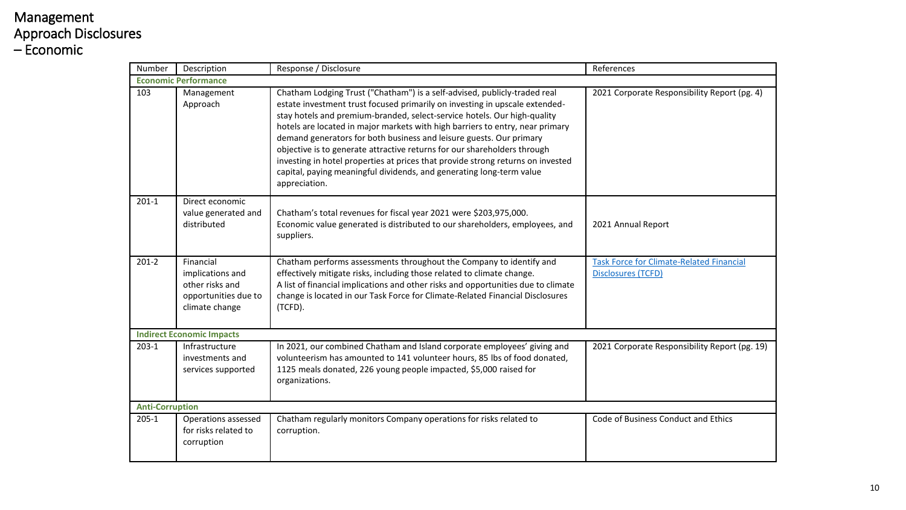# Management Approach Disclosures – Economic

| Number | Description | Response / Disclosure | References |
|---|---|---|---|
| **Economic Performance** | | | |
| 103 | Management Approach | Chatham Lodging Trust ("Chatham") is a self-advised, publicly-traded real estate investment trust focused primarily on investing in upscale extended-stay hotels and premium-branded, select-service hotels. Our high-quality hotels are located in major markets with high barriers to entry, near primary demand generators for both business and leisure guests. Our primary objective is to generate attractive returns for our shareholders through investing in hotel properties at prices that provide strong returns on invested capital, paying meaningful dividends, and generating long-term value appreciation. | 2021 Corporate Responsibility Report (pg. 4) |
| 201-1 | Direct economic value generated and distributed | Chatham's total revenues for fiscal year 2021 were $203,975,000. Economic value generated is distributed to our shareholders, employees, and suppliers. | 2021 Annual Report |
| 201-2 | Financial implications and other risks and opportunities due to climate change | Chatham performs assessments throughout the Company to identify and effectively mitigate risks, including those related to climate change. A list of financial implications and other risks and opportunities due to climate change is located in our Task Force for Climate-Related Financial Disclosures (TCFD). | Task Force for Climate-Related Financial Disclosures (TCFD) |
| **Indirect Economic Impacts** | | | |
| 203-1 | Infrastructure investments and services supported | In 2021, our combined Chatham and Island corporate employees' giving and volunteerism has amounted to 141 volunteer hours, 85 lbs of food donated, 1125 meals donated, 226 young people impacted, $5,000 raised for organizations. | 2021 Corporate Responsibility Report (pg. 19) |
| **Anti-Corruption** | | | |
| 205-1 | Operations assessed for risks related to corruption | Chatham regularly monitors Company operations for risks related to corruption. | Code of Business Conduct and Ethics |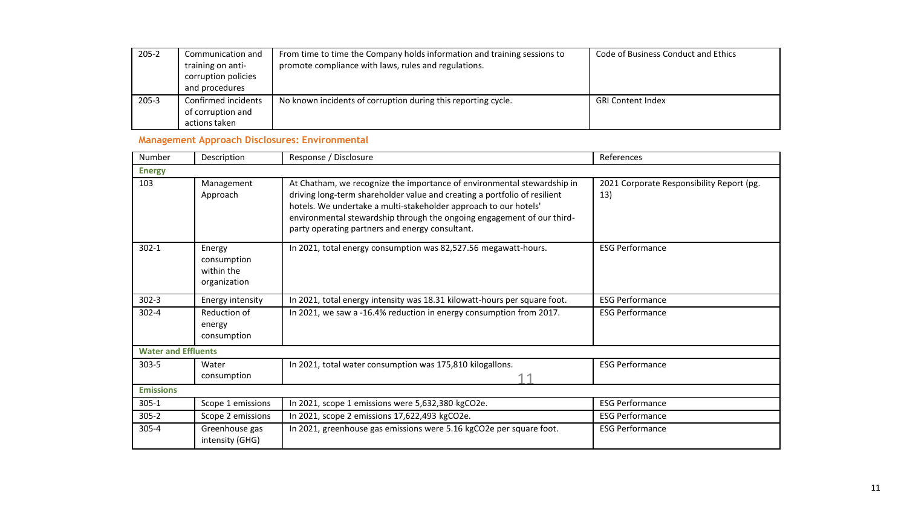| | | | |
|---|---|---|---|
| 205-2 | Communication and training on anti-corruption policies and procedures | From time to time the Company holds information and training sessions to promote compliance with laws, rules and regulations. | Code of Business Conduct and Ethics |
| 205-3 | Confirmed incidents of corruption and actions taken | No known incidents of corruption during this reporting cycle. | GRI Content Index |

## Management Approach Disclosures: Environmental

| Number | Description | Response / Disclosure | References |
|---|---|---|---|
| **Energy** | | | |
| 103 | Management Approach | At Chatham, we recognize the importance of environmental stewardship in driving long-term shareholder value and creating a portfolio of resilient hotels. We undertake a multi-stakeholder approach to our hotels' environmental stewardship through the ongoing engagement of our third-party operating partners and energy consultant. | 2021 Corporate Responsibility Report (pg. 13) |
| 302-1 | Energy consumption within the organization | In 2021, total energy consumption was 82,527.56 megawatt-hours. | ESG Performance |
| 302-3 | Energy intensity | In 2021, total energy intensity was 18.31 kilowatt-hours per square foot. | ESG Performance |
| 302-4 | Reduction of energy consumption | In 2021, we saw a -16.4% reduction in energy consumption from 2017. | ESG Performance |
| **Water and Effluents** | | | |
| 303-5 | Water consumption | In 2021, total water consumption was 175,810 kilogallons. | ESG Performance |
| **Emissions** | | | |
| 305-1 | Scope 1 emissions | In 2021, scope 1 emissions were 5,632,380 kgCO2e. | ESG Performance |
| 305-2 | Scope 2 emissions | In 2021, scope 2 emissions 17,622,493 kgCO2e. | ESG Performance |
| 305-4 | Greenhouse gas intensity (GHG) | In 2021, greenhouse gas emissions were 5.16 kgCO2e per square foot. | ESG Performance |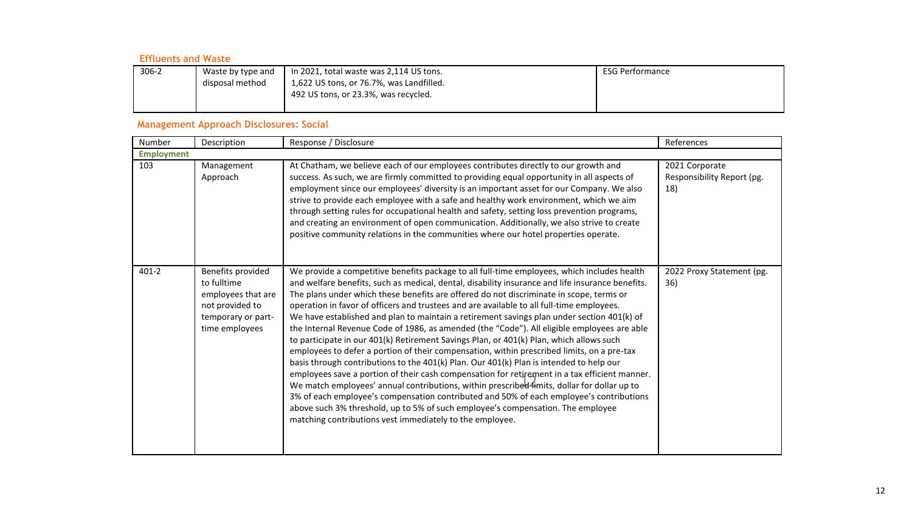### Effluents and Waste

| | | | |
|---|---|---|---|
| 306-2 | Waste by type and disposal method | In 2021, total waste was 2,114 US tons.<br>1,622 US tons, or 76.7%, was Landfilled.<br>492 US tons, or 23.3%, was recycled. | ESG Performance |

### Management Approach Disclosures: Social

| Number | Description | Response / Disclosure | References |
|---|---|---|---|
| **Employment** | | | |
| 103 | Management Approach | At Chatham, we believe each of our employees contributes directly to our growth and success. As such, we are firmly committed to providing equal opportunity in all aspects of employment since our employees' diversity is an important asset for our Company. We also strive to provide each employee with a safe and healthy work environment, which we aim through setting rules for occupational health and safety, setting loss prevention programs, and creating an environment of open communication. Additionally, we also strive to create positive community relations in the communities where our hotel properties operate. | 2021 Corporate Responsibility Report (pg. 18) |
| 401-2 | Benefits provided to fulltime employees that are not provided to temporary or part-time employees | We provide a competitive benefits package to all full-time employees, which includes health and welfare benefits, such as medical, dental, disability insurance and life insurance benefits. The plans under which these benefits are offered do not discriminate in scope, terms or operation in favor of officers and trustees and are available to all full-time employees. We have established and plan to maintain a retirement savings plan under section 401(k) of the Internal Revenue Code of 1986, as amended (the "Code"). All eligible employees are able to participate in our 401(k) Retirement Savings Plan, or 401(k) Plan, which allows such employees to defer a portion of their compensation, within prescribed limits, on a pre-tax basis through contributions to the 401(k) Plan. Our 401(k) Plan is intended to help our employees save a portion of their cash compensation for retirement in a tax efficient manner. We match employees' annual contributions, within prescribed limits, dollar for dollar up to 3% of each employee's compensation contributed and 50% of each employee's contributions above such 3% threshold, up to 5% of such employee's compensation. The employee matching contributions vest immediately to the employee. | 2022 Proxy Statement (pg. 36) |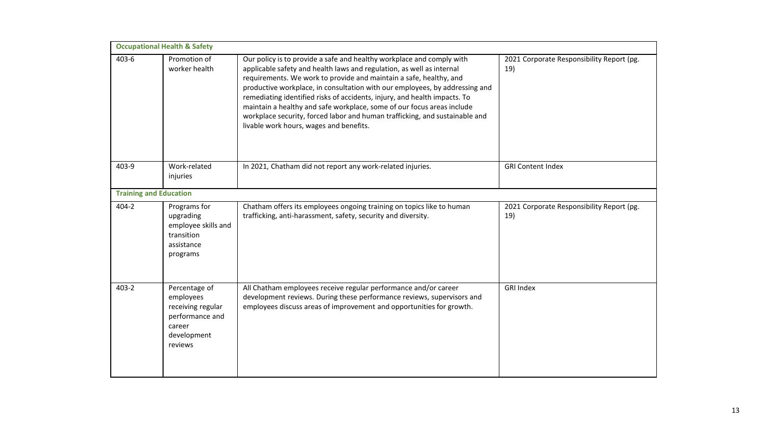| **Occupational Health & Safety** | | | |
|---|---|---|---|
| 403-6 | Promotion of worker health | Our policy is to provide a safe and healthy workplace and comply with applicable safety and health laws and regulation, as well as internal requirements. We work to provide and maintain a safe, healthy, and productive workplace, in consultation with our employees, by addressing and remediating identified risks of accidents, injury, and health impacts. To maintain a healthy and safe workplace, some of our focus areas include workplace security, forced labor and human trafficking, and sustainable and livable work hours, wages and benefits. | 2021 Corporate Responsibility Report (pg. 19) |
| 403-9 | Work-related injuries | In 2021, Chatham did not report any work-related injuries. | GRI Content Index |
| **Training and Education** | | | |
| 404-2 | Programs for upgrading employee skills and transition assistance programs | Chatham offers its employees ongoing training on topics like to human trafficking, anti-harassment, safety, security and diversity. | 2021 Corporate Responsibility Report (pg. 19) |
| 403-2 | Percentage of employees receiving regular performance and career development reviews | All Chatham employees receive regular performance and/or career development reviews. During these performance reviews, supervisors and employees discuss areas of improvement and opportunities for growth. | GRI Index |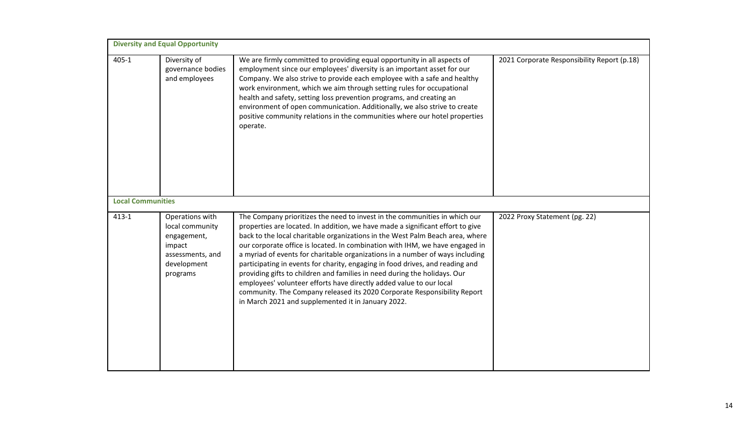| | | | |
|---|---|---|---|
| **Diversity and Equal Opportunity** | | | |
| 405-1 | Diversity of governance bodies and employees | We are firmly committed to providing equal opportunity in all aspects of employment since our employees' diversity is an important asset for our Company. We also strive to provide each employee with a safe and healthy work environment, which we aim through setting rules for occupational health and safety, setting loss prevention programs, and creating an environment of open communication. Additionally, we also strive to create positive community relations in the communities where our hotel properties operate. | 2021 Corporate Responsibility Report (p.18) |
| **Local Communities** | | | |
| 413-1 | Operations with local community engagement, impact assessments, and development programs | The Company prioritizes the need to invest in the communities in which our properties are located. In addition, we have made a significant effort to give back to the local charitable organizations in the West Palm Beach area, where our corporate office is located. In combination with IHM, we have engaged in a myriad of events for charitable organizations in a number of ways including participating in events for charity, engaging in food drives, and reading and providing gifts to children and families in need during the holidays. Our employees' volunteer efforts have directly added value to our local community. The Company released its 2020 Corporate Responsibility Report in March 2021 and supplemented it in January 2022. | 2022 Proxy Statement (pg. 22) |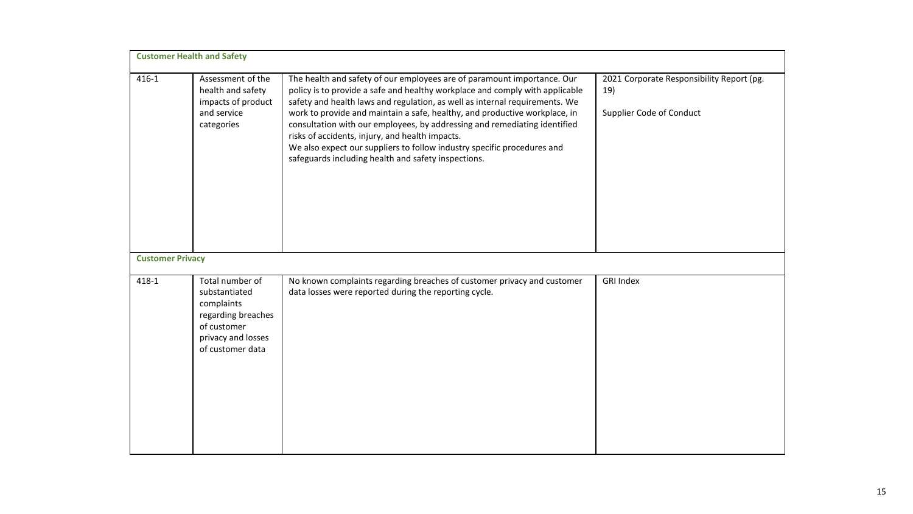| | | | |
|---|---|---|---|
| **Customer Health and Safety** | | | |
| 416-1 | Assessment of the health and safety impacts of product and service categories | The health and safety of our employees are of paramount importance. Our policy is to provide a safe and healthy workplace and comply with applicable safety and health laws and regulation, as well as internal requirements. We work to provide and maintain a safe, healthy, and productive workplace, in consultation with our employees, by addressing and remediating identified risks of accidents, injury, and health impacts.<br>We also expect our suppliers to follow industry specific procedures and safeguards including health and safety inspections. | 2021 Corporate Responsibility Report (pg. 19)<br><br>Supplier Code of Conduct |
| **Customer Privacy** | | | |
| 418-1 | Total number of substantiated complaints regarding breaches of customer privacy and losses of customer data | No known complaints regarding breaches of customer privacy and customer data losses were reported during the reporting cycle. | GRI Index |